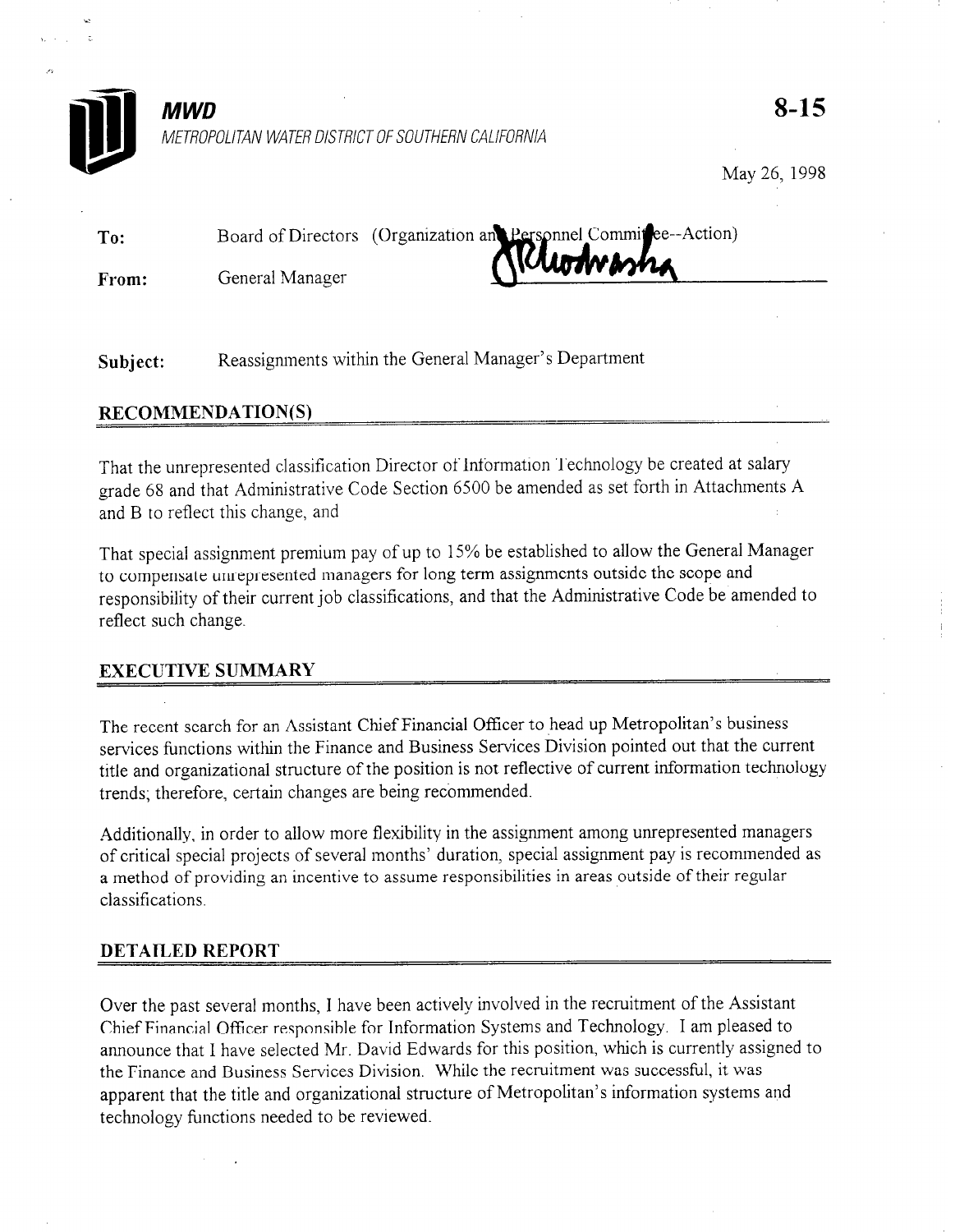**MWD**

*METROPOLITAN WATER DISTRICT OF SOUTHERN CALIFORNIA*

**8-15**

May 26, 1998

**To:** Board of Directors (Organization and Personnel Committee--Action)

**From:** General Manager

**Subject:** Reassignments within the General Manager's Department

## RECOMMENDATION(S)

That the unrepresented classification Director of Information Technology be created at salary grade 68 and that Administrative Code Section 6500 be amended as set forth in Attachments A and B to reflect this change, and

That special assignment premium pay of up to 15% be established to allow the General Manager to compensate unrepresented managers for long term assignments outside the scope and responsibility of their current job classifications, and that the Administrative Code be amended to reflect such change.

## EXECUTIVE SUMMARY

The recent search for an Assistant Chief Financial Officer to head up Metropolitan's business services functions within the Finance and Business Services Division pointed out that the current title and organizational structure of the position is not reflective of current information technology trends; therefore, certain changes are being recommended.

Additionally, in order to allow more flexibility in the assignment among unrepresented managers of critical special projects of several months' duration, special assignment pay is recommended as a method of providing an incentive to assume responsibilities in areas outside of their regular classifications.

## DETAILED REPORT

Over the past several months, I have been actively involved in the recruitment of the Assistant Chief Financial Officer responsible for Information Systems and Technology. I am pleased to announce that I have selected Mr. David Edwards for this position, which is currently assigned to the Finance and Business Services Division. While the recruitment was successful, it was apparent that the title and organizational structure of Metropolitan's information systems and technology functions needed to be reviewed.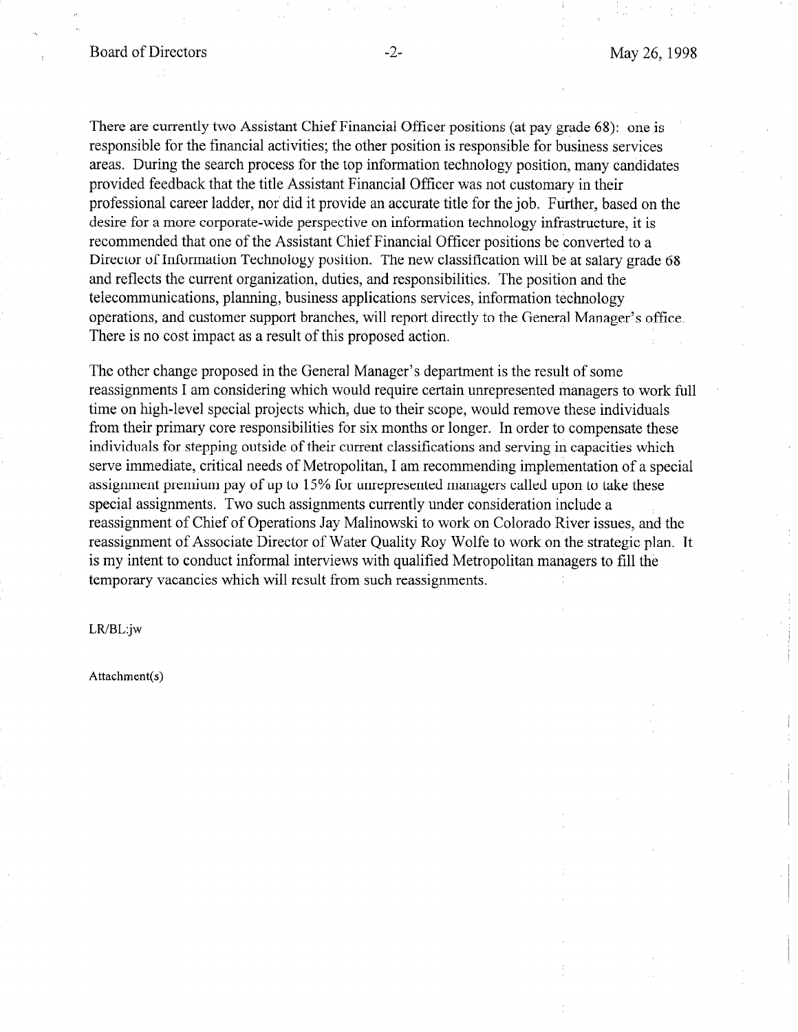There are currently two Assistant Chief Financial Officer positions (at pay grade 68): one is responsible for the financial activities; the other position is responsible for business services areas. During the search process for the top information technology position, many candidates provided feedback that the title Assistant Financial Officer was not customary in their professional career ladder, nor did it provide an accurate title for the job. Further, based on the desire for a more corporate-wide perspective on information technology infrastructure, it is recommended that one of the Assistant Chief Financial Officer positions be converted to a Director of Information Technology position. The new classification will be at salary grade 68 and reflects the current organization, duties, and responsibilities. The position and the telecommunications, planning, business applications services, information technology operations, and customer support branches, will report directly to the General Manager's office. There is no cost impact as a result of this proposed action.

The other change proposed in the General Manager's department is the result of some reassignments I am considering which would require certain unrepresented managers to work full time on high-level special projects which, due to their scope, would remove these individuals from their primary core responsibilities for six months or longer. In order to compensate these individuals for stepping outside of their current classifications and serving in capacities which serve immediate, critical needs of Metropolitan, I am recommending implementation of a special assignment premium pay of up to 15% for unrepresented managers called upon to take these special assignments. Two such assignments currently under consideration include a reassignment of Chief of Operations Jay Malinowski to work on Colorado River issues, and the reassignment of Associate Director of Water Quality Roy Wolfe to work on the strategic plan. It is my intent to conduct informal interviews with qualified Metropolitan managers to fill the temporary vacancies which will result from such reassignments.

LR/BL:jw

Attachment(s)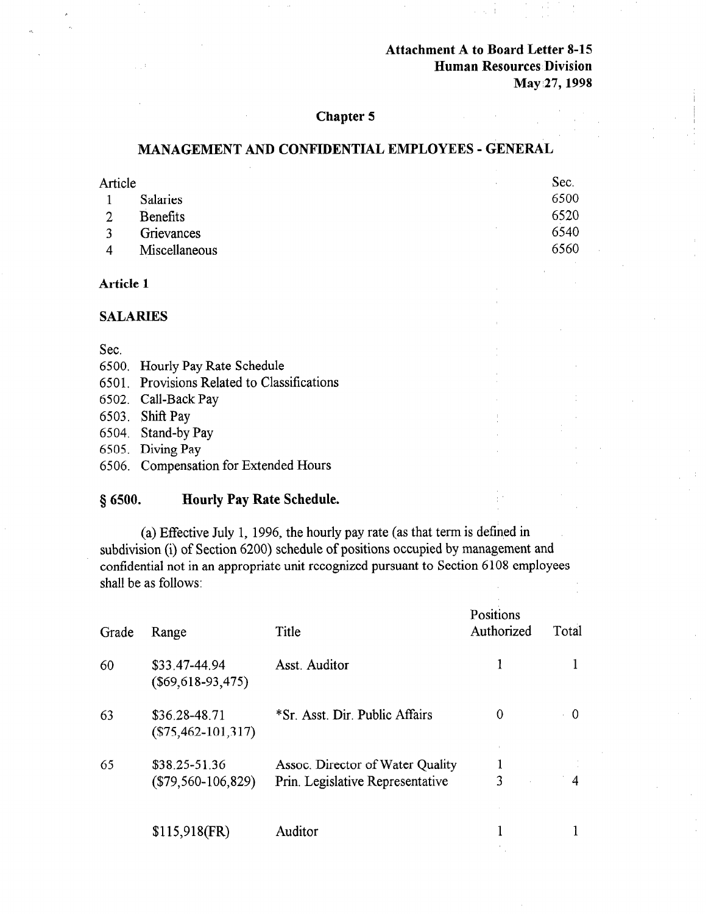**Attachment A to Board Letter 8-15**
**Human Resources Division**
**May 27, 1998**

## Chapter 5

## MANAGEMENT AND CONFIDENTIAL EMPLOYEES - GENERAL

| Article | | Sec. |
|---|---|---|
| 1 | Salaries | 6500 |
| 2 | Benefits | 6520 |
| 3 | Grievances | 6540 |
| 4 | Miscellaneous | 6560 |

### Article 1

### SALARIES

Sec.

6500. Hourly Pay Rate Schedule
6501. Provisions Related to Classifications
6502. Call-Back Pay
6503. Shift Pay
6504. Stand-by Pay
6505. Diving Pay
6506. Compensation for Extended Hours

### § 6500. Hourly Pay Rate Schedule.

(a) Effective July 1, 1996, the hourly pay rate (as that term is defined in subdivision (i) of Section 6200) schedule of positions occupied by management and confidential not in an appropriate unit recognized pursuant to Section 6108 employees shall be as follows:

| Grade | Range | Title | Positions Authorized | Total |
|---|---|---|---|---|
| 60 | $33.47-44.94 ($69,618-93,475) | Asst. Auditor | 1 | 1 |
| 63 | $36.28-48.71 ($75,462-101,317) | *Sr. Asst. Dir. Public Affairs | 0 | 0 |
| 65 | $38.25-51.36 ($79,560-106,829) | Assoc. Director of Water Quality | 1 | |
| | | Prin. Legislative Representative | 3 | 4 |
| | $115,918(FR) | Auditor | 1 | 1 |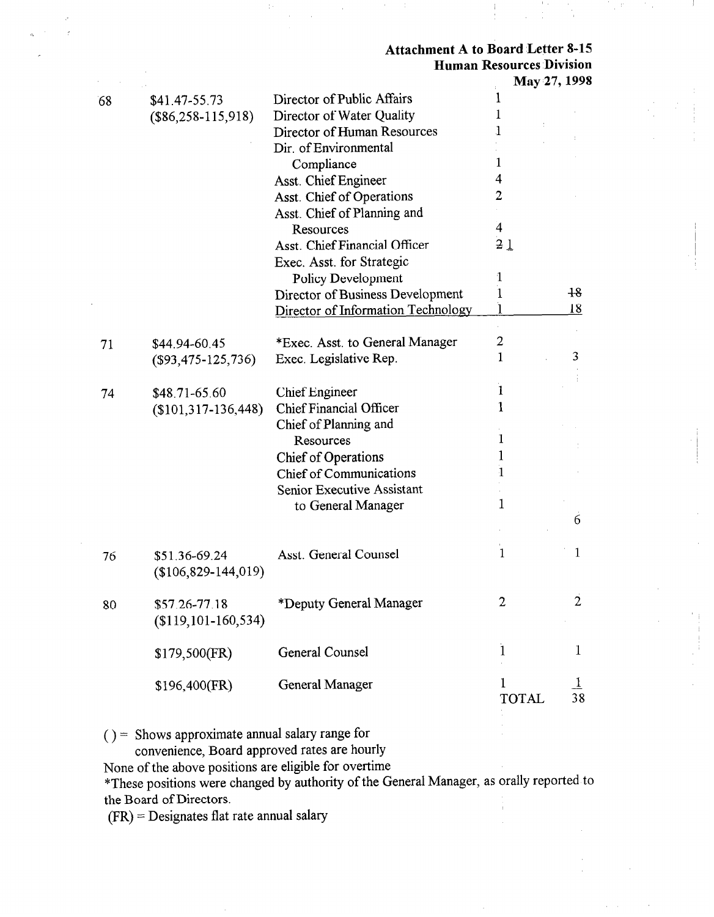**Attachment A to Board Letter 8-15**
**Human Resources Division**
**May 27, 1998**

| Range | Salary | Position | Number | Total |
|---|---|---|---|---|
| 68 | $41.47-55.73 ($86,258-115,918) | Director of Public Affairs | 1 | |
| | | Director of Water Quality | 1 | |
| | | Director of Human Resources | 1 | |
| | | Dir. of Environmental Compliance | 1 | |
| | | Asst. Chief Engineer | 4 | |
| | | Asst. Chief of Operations | 2 | |
| | | Asst. Chief of Planning and Resources | 4 | |
| | | Asst. Chief Financial Officer | ~~2~~ 1 | |
| | | Exec. Asst. for Strategic Policy Development | 1 | |
| | | Director of Business Development | 1 | ~~18~~ |
| | | Director of Information Technology | 1 | 18 |
| 71 | $44.94-60.45 ($93,475-125,736) | *Exec. Asst. to General Manager | 2 | |
| | | Exec. Legislative Rep. | 1 | 3 |
| 74 | $48.71-65.60 ($101,317-136,448) | Chief Engineer | 1 | |
| | | Chief Financial Officer | 1 | |
| | | Chief of Planning and Resources | 1 | |
| | | Chief of Operations | 1 | |
| | | Chief of Communications | 1 | |
| | | Senior Executive Assistant to General Manager | 1 | |
| | | | | 6 |
| 76 | $51.36-69.24 ($106,829-144,019) | Asst. General Counsel | 1 | 1 |
| 80 | $57.26-77.18 ($119,101-160,534) | *Deputy General Manager | 2 | 2 |
| | $179,500(FR) | General Counsel | 1 | 1 |
| | $196,400(FR) | General Manager | 1 | 1 |
| | | | TOTAL | 38 |

( ) = Shows approximate annual salary range for convenience, Board approved rates are hourly

None of the above positions are eligible for overtime

*These positions were changed by authority of the General Manager, as orally reported to the Board of Directors.

(FR) = Designates flat rate annual salary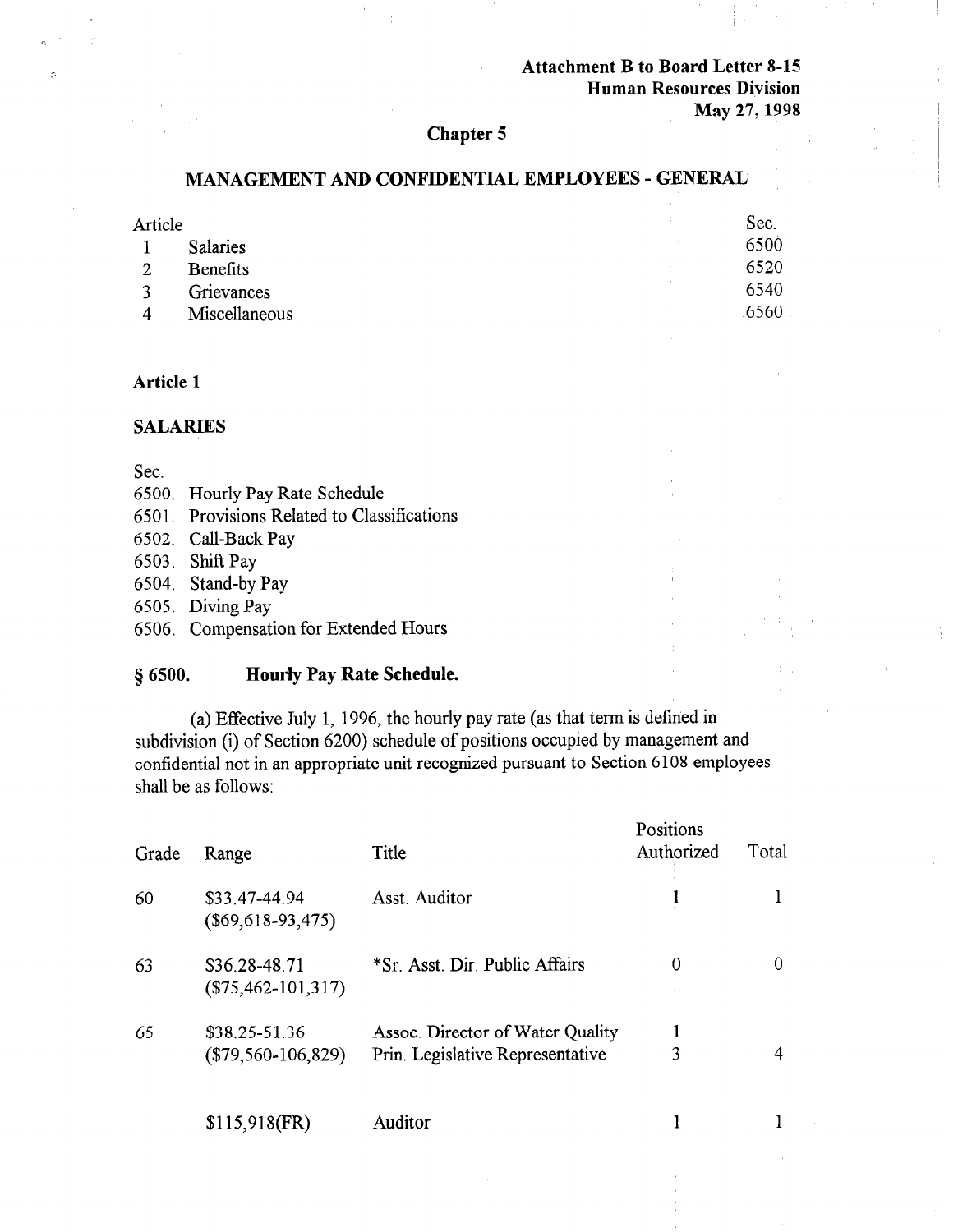Attachment B to Board Letter 8-15
Human Resources Division
May 27, 1998

## Chapter 5

## MANAGEMENT AND CONFIDENTIAL EMPLOYEES - GENERAL

| Article | | Sec. |
|---|---|---|
| 1 | Salaries | 6500 |
| 2 | Benefits | 6520 |
| 3 | Grievances | 6540 |
| 4 | Miscellaneous | 6560 |

### Article 1

### SALARIES

Sec.
6500. Hourly Pay Rate Schedule
6501. Provisions Related to Classifications
6502. Call-Back Pay
6503. Shift Pay
6504. Stand-by Pay
6505. Diving Pay
6506. Compensation for Extended Hours

### § 6500. Hourly Pay Rate Schedule.

(a) Effective July 1, 1996, the hourly pay rate (as that term is defined in subdivision (i) of Section 6200) schedule of positions occupied by management and confidential not in an appropriate unit recognized pursuant to Section 6108 employees shall be as follows:

| Grade | Range | Title | Positions Authorized | Total |
|---|---|---|---|---|
| 60 | $33.47-44.94 ($69,618-93,475) | Asst. Auditor | 1 | 1 |
| 63 | $36.28-48.71 ($75,462-101,317) | *Sr. Asst. Dir. Public Affairs | 0 | 0 |
| 65 | $38.25-51.36 ($79,560-106,829) | Assoc. Director of Water Quality | 1 | |
| | | Prin. Legislative Representative | 3 | 4 |
| | $115,918(FR) | Auditor | 1 | 1 |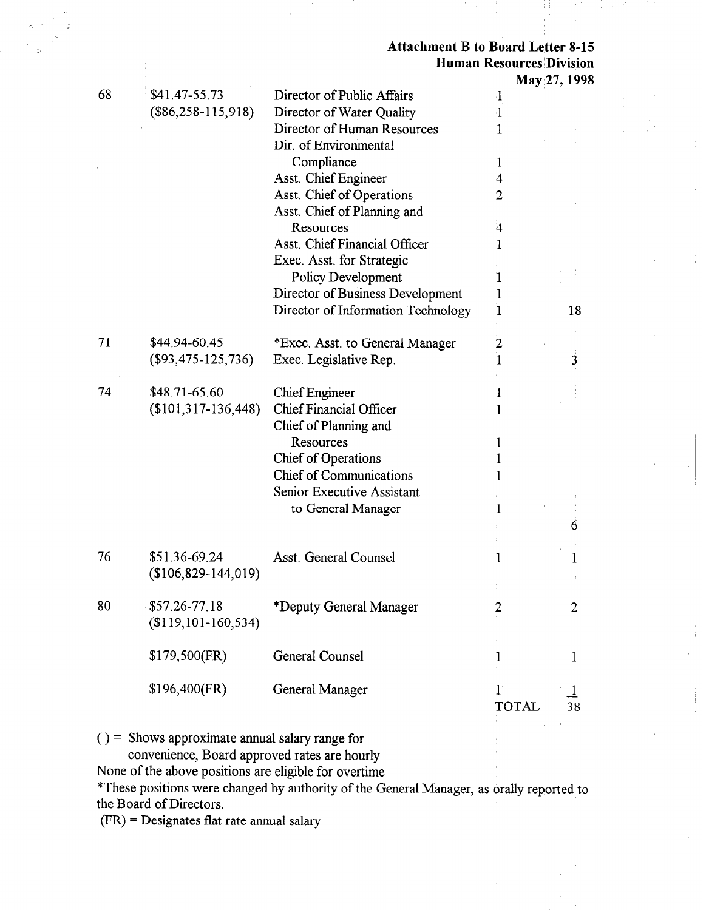**Attachment B to Board Letter 8-15**
**Human Resources Division**
**May 27, 1998**

| | | | | |
|---|---|---|---|---|
| 68 | $41.47-55.73 ($86,258-115,918) | Director of Public Affairs | 1 | |
| | | Director of Water Quality | 1 | |
| | | Director of Human Resources | 1 | |
| | | Dir. of Environmental Compliance | 1 | |
| | | Asst. Chief Engineer | 4 | |
| | | Asst. Chief of Operations | 2 | |
| | | Asst. Chief of Planning and Resources | 4 | |
| | | Asst. Chief Financial Officer | 1 | |
| | | Exec. Asst. for Strategic Policy Development | 1 | |
| | | Director of Business Development | 1 | |
| | | Director of Information Technology | 1 | 18 |
| 71 | $44.94-60.45 ($93,475-125,736) | *Exec. Asst. to General Manager | 2 | |
| | | Exec. Legislative Rep. | 1 | 3 |
| 74 | $48.71-65.60 ($101,317-136,448) | Chief Engineer | 1 | |
| | | Chief Financial Officer | 1 | |
| | | Chief of Planning and Resources | 1 | |
| | | Chief of Operations | 1 | |
| | | Chief of Communications | 1 | |
| | | Senior Executive Assistant to General Manager | 1 | 6 |
| 76 | $51.36-69.24 ($106,829-144,019) | Asst. General Counsel | 1 | 1 |
| 80 | $57.26-77.18 ($119,101-160,534) | *Deputy General Manager | 2 | 2 |
| | $179,500(FR) | General Counsel | 1 | 1 |
| | $196,400(FR) | General Manager | 1 | 1 |
| | | | TOTAL | 38 |

( ) = Shows approximate annual salary range for convenience, Board approved rates are hourly

None of the above positions are eligible for overtime

*These positions were changed by authority of the General Manager, as orally reported to the Board of Directors.

(FR) = Designates flat rate annual salary